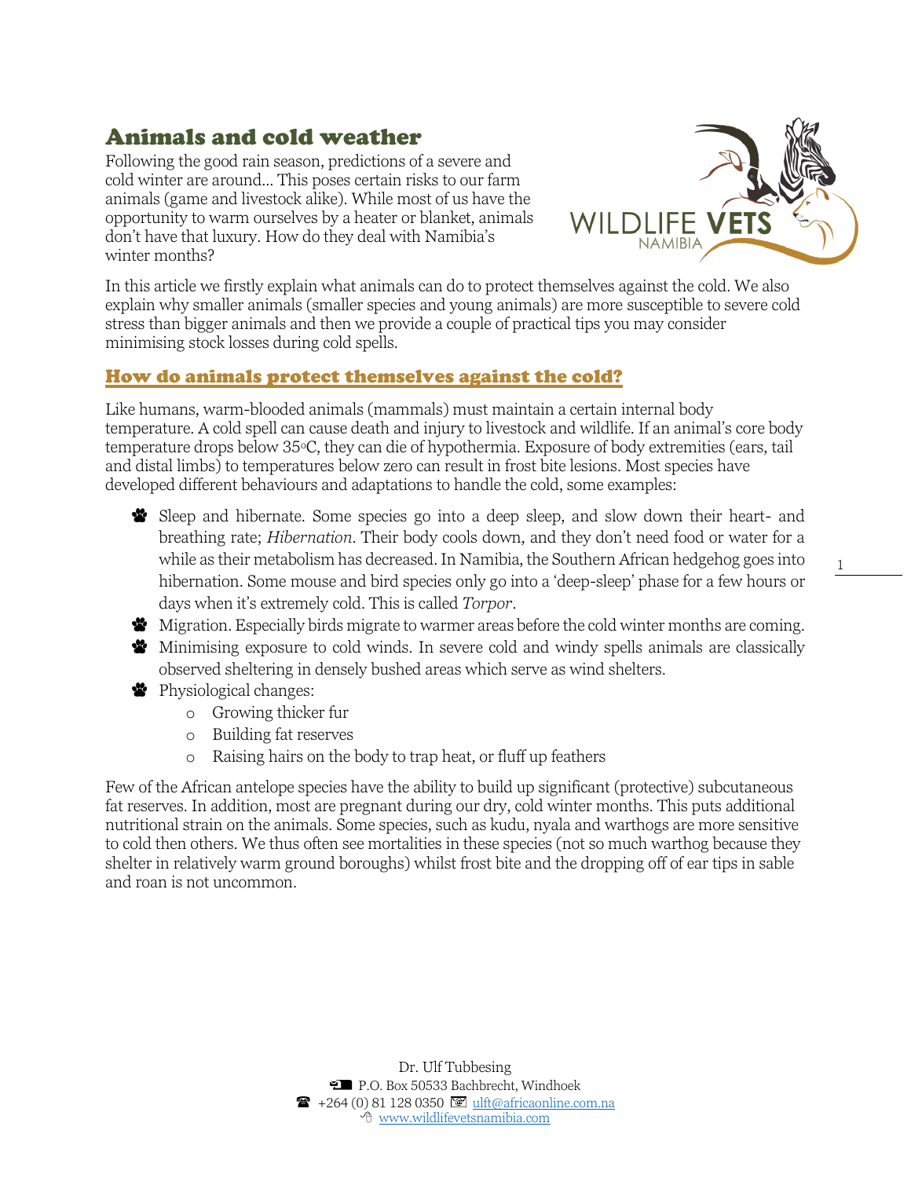# Animals and cold weather

Following the good rain season, predictions of a severe and cold winter are around… This poses certain risks to our farm animals (game and livestock alike). While most of us have the opportunity to warm ourselves by a heater or blanket, animals don't have that luxury. How do they deal with Namibia's winter months?

In this article we firstly explain what animals can do to protect themselves against the cold. We also explain why smaller animals (smaller species and young animals) are more susceptible to severe cold stress than bigger animals and then we provide a couple of practical tips you may consider minimising stock losses during cold spells.

## How do animals protect themselves against the cold?

Like humans, warm-blooded animals (mammals) must maintain a certain internal body temperature. A cold spell can cause death and injury to livestock and wildlife. If an animal's core body temperature drops below 35°C, they can die of hypothermia. Exposure of body extremities (ears, tail and distal limbs) to temperatures below zero can result in frost bite lesions. Most species have developed different behaviours and adaptations to handle the cold, some examples:

- Sleep and hibernate. Some species go into a deep sleep, and slow down their heart- and breathing rate; *Hibernation*. Their body cools down, and they don't need food or water for a while as their metabolism has decreased. In Namibia, the Southern African hedgehog goes into hibernation. Some mouse and bird species only go into a 'deep-sleep' phase for a few hours or days when it's extremely cold. This is called *Torpor*.
- Migration. Especially birds migrate to warmer areas before the cold winter months are coming.
- Minimising exposure to cold winds. In severe cold and windy spells animals are classically observed sheltering in densely bushed areas which serve as wind shelters.
- Physiological changes:
  - Growing thicker fur
  - Building fat reserves
  - Raising hairs on the body to trap heat, or fluff up feathers

Few of the African antelope species have the ability to build up significant (protective) subcutaneous fat reserves. In addition, most are pregnant during our dry, cold winter months. This puts additional nutritional strain on the animals. Some species, such as kudu, nyala and warthogs are more sensitive to cold then others. We thus often see mortalities in these species (not so much warthog because they shelter in relatively warm ground boroughs) whilst frost bite and the dropping off of ear tips in sable and roan is not uncommon.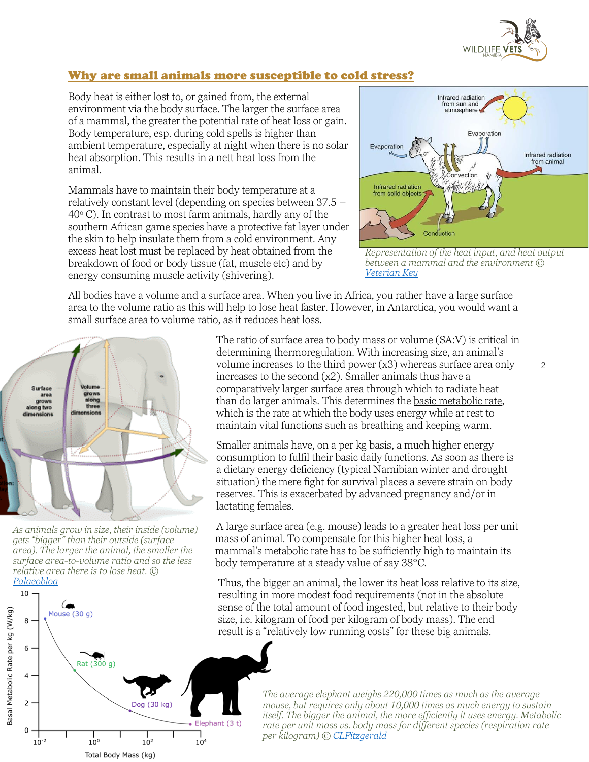## Why are small animals more susceptible to cold stress?

Body heat is either lost to, or gained from, the external environment via the body surface. The larger the surface area of a mammal, the greater the potential rate of heat loss or gain. Body temperature, esp. during cold spells is higher than ambient temperature, especially at night when there is no solar heat absorption. This results in a nett heat loss from the animal.

Mammals have to maintain their body temperature at a relatively constant level (depending on species between 37.5 – 40° C). In contrast to most farm animals, hardly any of the southern African game species have a protective fat layer under the skin to help insulate them from a cold environment. Any excess heat lost must be replaced by heat obtained from the breakdown of food or body tissue (fat, muscle etc) and by energy consuming muscle activity (shivering).

*Representation of the heat input, and heat output between a mammal and the environment © Veterian Key*

All bodies have a volume and a surface area. When you live in Africa, you rather have a large surface area to the volume ratio as this will help to lose heat faster. However, in Antarctica, you would want a small surface area to volume ratio, as it reduces heat loss.

The ratio of surface area to body mass or volume (SA:V) is critical in determining thermoregulation. With increasing size, an animal's volume increases to the third power (x3) whereas surface area only increases to the second (x2). Smaller animals thus have a comparatively larger surface area through which to radiate heat than do larger animals. This determines the basic metabolic rate, which is the rate at which the body uses energy while at rest to maintain vital functions such as breathing and keeping warm.

Smaller animals have, on a per kg basis, a much higher energy consumption to fulfil their basic daily functions. As soon as there is a dietary energy deficiency (typical Namibian winter and drought situation) the mere fight for survival places a severe strain on body reserves. This is exacerbated by advanced pregnancy and/or in lactating females.

*As animals grow in size, their inside (volume) gets "bigger" than their outside (surface area). The larger the animal, the smaller the surface area-to-volume ratio and so the less relative area there is to lose heat. © Palaeoblog*

A large surface area (e.g. mouse) leads to a greater heat loss per unit mass of animal. To compensate for this higher heat loss, a mammal's metabolic rate has to be sufficiently high to maintain its body temperature at a steady value of say 38°C.

Thus, the bigger an animal, the lower its heat loss relative to its size, resulting in more modest food requirements (not in the absolute sense of the total amount of food ingested, but relative to their body size, i.e. kilogram of food per kilogram of body mass). The end result is a "relatively low running costs" for these big animals.

*The average elephant weighs 220,000 times as much as the average mouse, but requires only about 10,000 times as much energy to sustain itself. The bigger the animal, the more efficiently it uses energy. Metabolic rate per unit mass vs. body mass for different species (respiration rate per kilogram) © CLFitzgerald*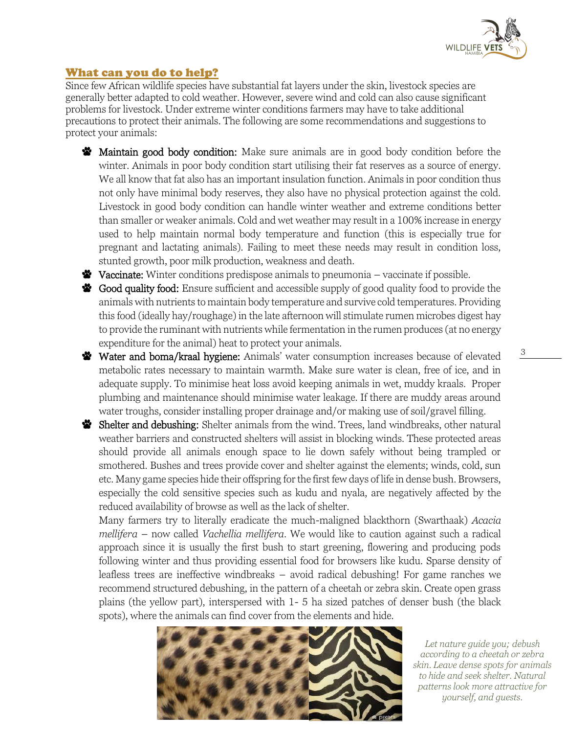## What can you do to help?

Since few African wildlife species have substantial fat layers under the skin, livestock species are generally better adapted to cold weather. However, severe wind and cold can also cause significant problems for livestock. Under extreme winter conditions farmers may have to take additional precautions to protect their animals. The following are some recommendations and suggestions to protect your animals:

- **Maintain good body condition:** Make sure animals are in good body condition before the winter. Animals in poor body condition start utilising their fat reserves as a source of energy. We all know that fat also has an important insulation function. Animals in poor condition thus not only have minimal body reserves, they also have no physical protection against the cold. Livestock in good body condition can handle winter weather and extreme conditions better than smaller or weaker animals. Cold and wet weather may result in a 100% increase in energy used to help maintain normal body temperature and function (this is especially true for pregnant and lactating animals). Failing to meet these needs may result in condition loss, stunted growth, poor milk production, weakness and death.
- **Vaccinate:** Winter conditions predispose animals to pneumonia – vaccinate if possible.
- **Good quality food:** Ensure sufficient and accessible supply of good quality food to provide the animals with nutrients to maintain body temperature and survive cold temperatures. Providing this food (ideally hay/roughage) in the late afternoon will stimulate rumen microbes digest hay to provide the ruminant with nutrients while fermentation in the rumen produces (at no energy expenditure for the animal) heat to protect your animals.
- **Water and boma/kraal hygiene:** Animals' water consumption increases because of elevated metabolic rates necessary to maintain warmth. Make sure water is clean, free of ice, and in adequate supply. To minimise heat loss avoid keeping animals in wet, muddy kraals. Proper plumbing and maintenance should minimise water leakage. If there are muddy areas around water troughs, consider installing proper drainage and/or making use of soil/gravel filling.
- **Shelter and debushing:** Shelter animals from the wind. Trees, land windbreaks, other natural weather barriers and constructed shelters will assist in blocking winds. These protected areas should provide all animals enough space to lie down safely without being trampled or smothered. Bushes and trees provide cover and shelter against the elements; winds, cold, sun etc. Many game species hide their offspring for the first few days of life in dense bush. Browsers, especially the cold sensitive species such as kudu and nyala, are negatively affected by the reduced availability of browse as well as the lack of shelter.

  Many farmers try to literally eradicate the much-maligned blackthorn (Swarthaak) *Acacia mellifera* – now called *Vachellia mellifera*. We would like to caution against such a radical approach since it is usually the first bush to start greening, flowering and producing pods following winter and thus providing essential food for browsers like kudu. Sparse density of leafless trees are ineffective windbreaks – avoid radical debushing! For game ranches we recommend structured debushing, in the pattern of a cheetah or zebra skin. Create open grass plains (the yellow part), interspersed with 1- 5 ha sized patches of denser bush (the black spots), where the animals can find cover from the elements and hide.

*Let nature guide you; debush according to a cheetah or zebra skin. Leave dense spots for animals to hide and seek shelter. Natural patterns look more attractive for yourself, and guests.*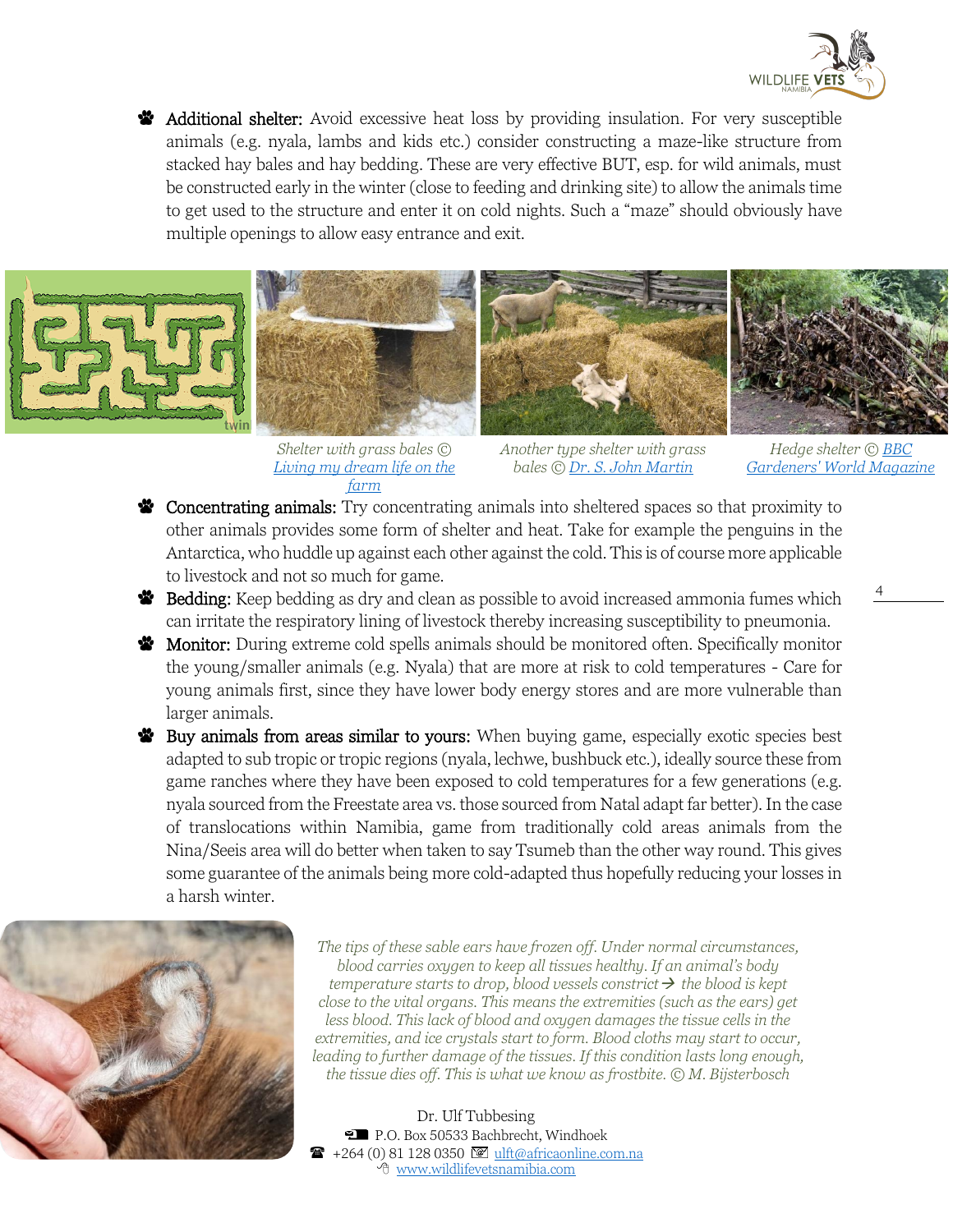- **Additional shelter:** Avoid excessive heat loss by providing insulation. For very susceptible animals (e.g. nyala, lambs and kids etc.) consider constructing a maze-like structure from stacked hay bales and hay bedding. These are very effective BUT, esp. for wild animals, must be constructed early in the winter (close to feeding and drinking site) to allow the animals time to get used to the structure and enter it on cold nights. Such a "maze" should obviously have multiple openings to allow easy entrance and exit.

*Shelter with grass bales © Living my dream life on the farm*

*Another type shelter with grass bales © Dr. S. John Martin*

*Hedge shelter © BBC Gardeners' World Magazine*

- **Concentrating animals:** Try concentrating animals into sheltered spaces so that proximity to other animals provides some form of shelter and heat. Take for example the penguins in the Antarctica, who huddle up against each other against the cold. This is of course more applicable to livestock and not so much for game.
- **Bedding:** Keep bedding as dry and clean as possible to avoid increased ammonia fumes which can irritate the respiratory lining of livestock thereby increasing susceptibility to pneumonia.
- **Monitor:** During extreme cold spells animals should be monitored often. Specifically monitor the young/smaller animals (e.g. Nyala) that are more at risk to cold temperatures - Care for young animals first, since they have lower body energy stores and are more vulnerable than larger animals.
- **Buy animals from areas similar to yours:** When buying game, especially exotic species best adapted to sub tropic or tropic regions (nyala, lechwe, bushbuck etc.), ideally source these from game ranches where they have been exposed to cold temperatures for a few generations (e.g. nyala sourced from the Freestate area vs. those sourced from Natal adapt far better). In the case of translocations within Namibia, game from traditionally cold areas animals from the Nina/Seeis area will do better when taken to say Tsumeb than the other way round. This gives some guarantee of the animals being more cold-adapted thus hopefully reducing your losses in a harsh winter.

*The tips of these sable ears have frozen off. Under normal circumstances, blood carries oxygen to keep all tissues healthy. If an animal's body temperature starts to drop, blood vessels constrict → the blood is kept close to the vital organs. This means the extremities (such as the ears) get less blood. This lack of blood and oxygen damages the tissue cells in the extremities, and ice crystals start to form. Blood cloths may start to occur, leading to further damage of the tissues. If this condition lasts long enough, the tissue dies off. This is what we know as frostbite. © M. Bijsterbosch*

Dr. Ulf Tubbesing
P.O. Box 50533 Bachbrecht, Windhoek
+264 (0) 81 128 0350 ulft@africaonline.com.na
www.wildlifevetsnamibia.com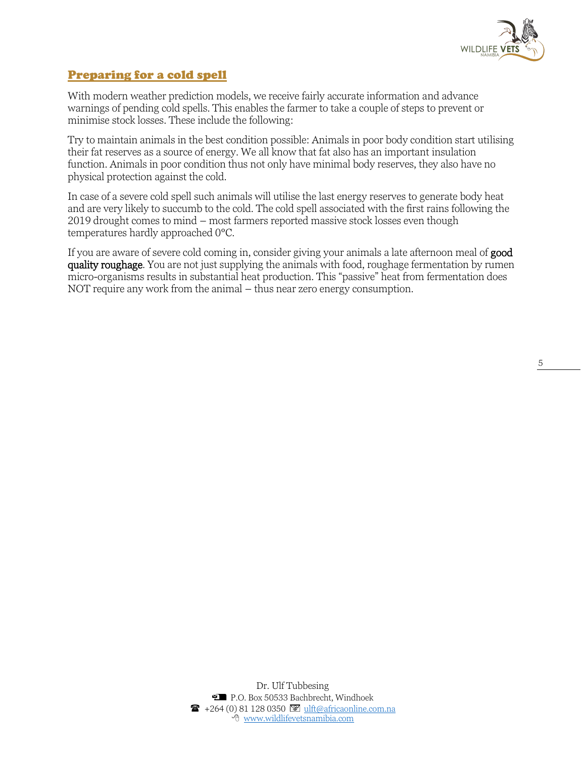## Preparing for a cold spell

With modern weather prediction models, we receive fairly accurate information and advance warnings of pending cold spells. This enables the farmer to take a couple of steps to prevent or minimise stock losses. These include the following:

Try to maintain animals in the best condition possible: Animals in poor body condition start utilising their fat reserves as a source of energy. We all know that fat also has an important insulation function. Animals in poor condition thus not only have minimal body reserves, they also have no physical protection against the cold.

In case of a severe cold spell such animals will utilise the last energy reserves to generate body heat and are very likely to succumb to the cold. The cold spell associated with the first rains following the 2019 drought comes to mind – most farmers reported massive stock losses even though temperatures hardly approached 0°C.

If you are aware of severe cold coming in, consider giving your animals a late afternoon meal of **good quality roughage**. You are not just supplying the animals with food, roughage fermentation by rumen micro-organisms results in substantial heat production. This "passive" heat from fermentation does NOT require any work from the animal – thus near zero energy consumption.